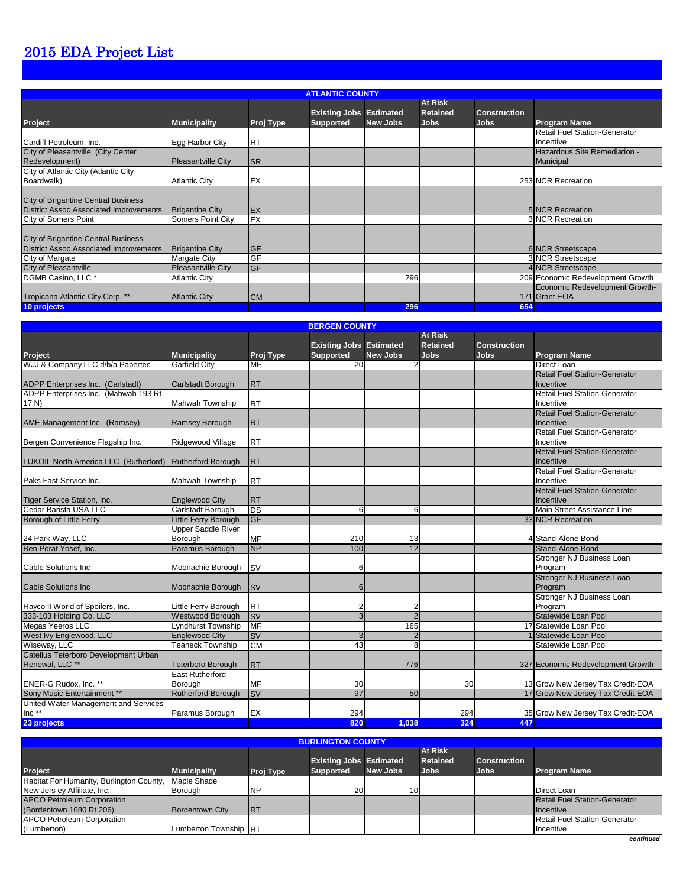# 2015 EDA Project List

| ATLANTIC COUNTY | | | | | | | |
|---|---|---|---|---|---|---|---|
| Project | Municipality | Proj Type | Existing Jobs Supported | Estimated New Jobs | At Risk Retained Jobs | Construction Jobs | Program Name |
| Cardiff Petroleum, Inc. | Egg Harbor City | RT | | | | | Retail Fuel Station-Generator Incentive |
| City of Pleasantville (City Center Redevelopment) | Pleasantville City | SR | | | | | Hazardous Site Remediation - Municipal |
| City of Atlantic City (Atlantic City Boardwalk) | Atlantic City | EX | | | | 253 | NCR Recreation |
| City of Brigantine Central Business District Assoc Associated Improvements | Brigantine City | EX | | | | 5 | NCR Recreation |
| City of Somers Point | Somers Point City | EX | | | | 3 | NCR Recreation |
| City of Brigantine Central Business District Assoc Associated Improvements | Brigantine City | GF | | | | 6 | NCR Streetscape |
| City of Margate | Margate City | GF | | | | 3 | NCR Streetscape |
| City of Pleasantville | Pleasantville City | GF | | | | 4 | NCR Streetscape |
| DGMB Casino, LLC * | Atlantic City | | | 296 | | 209 | Economic Redevelopment Growth |
| Tropicana Atlantic City Corp. ** | Atlantic City | CM | | | | 171 | Economic Redevelopment Growth-Grant EOA |
| **10 projects** | | | | **296** | | **654** | |

| BERGEN COUNTY | | | | | | | |
|---|---|---|---|---|---|---|---|
| Project | Municipality | Proj Type | Existing Jobs Supported | Estimated New Jobs | At Risk Retained Jobs | Construction Jobs | Program Name |
| WJJ & Company LLC d/b/a Papertec | Garfield City | MF | 20 | 2 | | | Direct Loan |
| ADPP Enterprises Inc. (Carlstadt) | Carlstadt Borough | RT | | | | | Retail Fuel Station-Generator Incentive |
| ADPP Enterprises Inc. (Mahwah 193 Rt 17 N) | Mahwah Township | RT | | | | | Retail Fuel Station-Generator Incentive |
| AME Management Inc. (Ramsey) | Ramsey Borough | RT | | | | | Retail Fuel Station-Generator Incentive |
| Bergen Convenience Flagship Inc. | Ridgewood Village | RT | | | | | Retail Fuel Station-Generator Incentive |
| LUKOIL North America LLC (Rutherford) | Rutherford Borough | RT | | | | | Retail Fuel Station-Generator Incentive |
| Paks Fast Service Inc. | Mahwah Township | RT | | | | | Retail Fuel Station-Generator Incentive |
| Tiger Service Station, Inc. | Englewood City | RT | | | | | Retail Fuel Station-Generator Incentive |
| Cedar Barista USA LLC | Carlstadt Borough | DS | 6 | 6 | | | Main Street Assistance Line |
| Borough of Little Ferry | Little Ferry Borough | GF | | | | 33 | NCR Recreation |
| 24 Park Way, LLC | Upper Saddle River Borough | MF | 210 | 13 | | 4 | Stand-Alone Bond |
| Ben Porat Yosef, Inc. | Paramus Borough | NP | 100 | 12 | | | Stand-Alone Bond |
| Cable Solutions Inc | Moonachie Borough | SV | 6 | | | | Stronger NJ Business Loan Program |
| Cable Solutions Inc | Moonachie Borough | SV | 6 | | | | Stronger NJ Business Loan Program |
| Rayco II World of Spoilers, Inc. | Little Ferry Borough | RT | 2 | 2 | | | Stronger NJ Business Loan Program |
| 333-103 Holding Co, LLC | Westwood Borough | SV | 3 | 2 | | | Statewide Loan Pool |
| Megas Yeeros LLC | Lyndhurst Township | MF | | 165 | | 17 | Statewide Loan Pool |
| West Ivy Englewood, LLC | Englewood City | SV | 3 | 2 | | 1 | Statewide Loan Pool |
| Wiseway, LLC | Teaneck Township | CM | 43 | 8 | | | Statewide Loan Pool |
| Catellus Teterboro Development Urban Renewal, LLC ** | Teterboro Borough | RT | | 776 | | 327 | Economic Redevelopment Growth |
| ENER-G Rudox, Inc. ** | East Rutherford Borough | MF | 30 | | 30 | 13 | Grow New Jersey Tax Credit-EOA |
| Sony Music Entertainment ** | Rutherford Borough | SV | 97 | 50 | | 17 | Grow New Jersey Tax Credit-EOA |
| United Water Management and Services Inc ** | Paramus Borough | EX | 294 | | 294 | 35 | Grow New Jersey Tax Credit-EOA |
| **23 projects** | | | **820** | **1,038** | **324** | **447** | |

| BURLINGTON COUNTY | | | | | | | |
|---|---|---|---|---|---|---|---|
| Project | Municipality | Proj Type | Existing Jobs Supported | Estimated New Jobs | At Risk Retained Jobs | Construction Jobs | Program Name |
| Habitat For Humanity, Burlington County, New Jers ey Affiliate, Inc. | Maple Shade Borough | NP | 20 | 10 | | | Direct Loan |
| APCO Petroleum Corporation (Bordentown 1080 Rt 206) | Bordentown City | RT | | | | | Retail Fuel Station-Generator Incentive |
| APCO Petroleum Corporation (Lumberton) | Lumberton Township | RT | | | | | Retail Fuel Station-Generator Incentive |

*continued*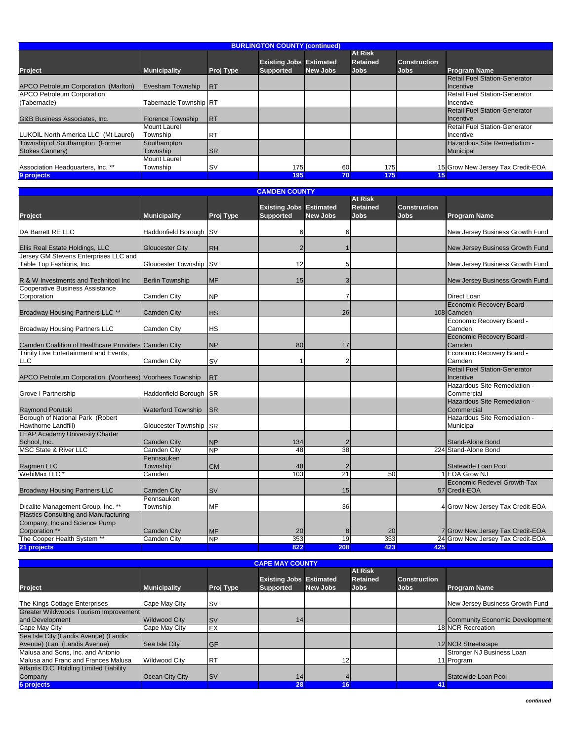## BURLINGTON COUNTY (continued)

| Project | Municipality | Proj Type | Existing Jobs Supported | Estimated New Jobs | At Risk Retained Jobs | Construction Jobs | Program Name |
|---|---|---|---|---|---|---|---|
| APCO Petroleum Corporation (Marlton) | Evesham Township | RT | | | | | Retail Fuel Station-Generator Incentive |
| APCO Petroleum Corporation (Tabernacle) | Tabernacle Township | RT | | | | | Retail Fuel Station-Generator Incentive |
| G&B Business Associates, Inc. | Florence Township | RT | | | | | Retail Fuel Station-Generator Incentive |
| LUKOIL North America LLC (Mt Laurel) | Mount Laurel Township | RT | | | | | Retail Fuel Station-Generator Incentive |
| Township of Southampton (Former Stokes Cannery) | Southampton Township | SR | | | | | Hazardous Site Remediation - Municipal |
| Association Headquarters, Inc. ** | Mount Laurel Township | SV | 175 | 60 | 175 | 15 | Grow New Jersey Tax Credit-EOA |
| **9 projects** | | | **195** | **70** | **175** | **15** | |

## CAMDEN COUNTY

| Project | Municipality | Proj Type | Existing Jobs Supported | Estimated New Jobs | At Risk Retained Jobs | Construction Jobs | Program Name |
|---|---|---|---|---|---|---|---|
| DA Barrett RE LLC | Haddonfield Borough | SV | 6 | 6 | | | New Jersey Business Growth Fund |
| Ellis Real Estate Holdings, LLC | Gloucester City | RH | 2 | 1 | | | New Jersey Business Growth Fund |
| Jersey GM Stevens Enterprises LLC and Table Top Fashions, Inc. | Gloucester Township | SV | 12 | 5 | | | New Jersey Business Growth Fund |
| R & W Investments and Technitool Inc | Berlin Township | MF | 15 | 3 | | | New Jersey Business Growth Fund |
| Cooperative Business Assistance Corporation | Camden City | NP | | 7 | | | Direct Loan |
| Broadway Housing Partners LLC ** | Camden City | HS | | 26 | | 108 | Economic Recovery Board - Camden |
| Broadway Housing Partners LLC | Camden City | HS | | | | | Economic Recovery Board - Camden |
| Camden Coalition of Healthcare Providers | Camden City | NP | 80 | 17 | | | Economic Recovery Board - Camden |
| Trinity Live Entertainment and Events, LLC | Camden City | SV | 1 | 2 | | | Economic Recovery Board - Camden |
| APCO Petroleum Corporation (Voorhees) | Voorhees Township | RT | | | | | Retail Fuel Station-Generator Incentive |
| Grove I Partnership | Haddonfield Borough | SR | | | | | Hazardous Site Remediation - Commercial |
| Raymond Porutski | Waterford Township | SR | | | | | Hazardous Site Remediation - Commercial |
| Borough of National Park (Robert Hawthorne Landfill) | Gloucester Township | SR | | | | | Hazardous Site Remediation - Municipal |
| LEAP Academy University Charter School, Inc. | Camden City | NP | 134 | 2 | | | Stand-Alone Bond |
| MSC State & River LLC | Camden City | NP | 48 | 38 | | 224 | Stand-Alone Bond |
| Ragmen LLC | Pennsauken Township | CM | 48 | 2 | | | Statewide Loan Pool |
| WebiMax LLC * | Camden | | 103 | 21 | 50 | 1 | EOA Grow NJ |
| Broadway Housing Partners LLC | Camden City | SV | | 15 | | 57 | Economic Redevel Growth-Tax Credit-EOA |
| Dicalite Management Group, Inc. ** | Pennsauken Township | MF | | 36 | | 4 | Grow New Jersey Tax Credit-EOA |
| Plastics Consulting and Manufacturing Company, Inc and Science Pump Corporation ** | Camden City | MF | 20 | 8 | 20 | 7 | Grow New Jersey Tax Credit-EOA |
| The Cooper Health System ** | Camden City | NP | 353 | 19 | 353 | 24 | Grow New Jersey Tax Credit-EOA |
| **21 projects** | | | **822** | **208** | **423** | **425** | |

## CAPE MAY COUNTY

| Project | Municipality | Proj Type | Existing Jobs Supported | Estimated New Jobs | At Risk Retained Jobs | Construction Jobs | Program Name |
|---|---|---|---|---|---|---|---|
| The Kings Cottage Enterprises | Cape May City | SV | | | | | New Jersey Business Growth Fund |
| Greater Wildwoods Tourism Improvement and Development | Wildwood City | SV | 14 | | | | Community Economic Development |
| Cape May City | Cape May City | EX | | | | 18 | NCR Recreation |
| Sea Isle City (Landis Avenue) (Landis Avenue) (Lan (Landis Avenue) | Sea Isle City | GF | | | | 12 | NCR Streetscape |
| Malusa and Sons, Inc. and Antonio Malusa and Franc and Frances Malusa | Wildwood City | RT | | 12 | | 11 | Stronger NJ Business Loan Program |
| Atlantis O.C. Holding Limited Liability Company | Ocean City City | SV | 14 | 4 | | | Statewide Loan Pool |
| **6 projects** | | | **28** | **16** | | **41** | |

*continued*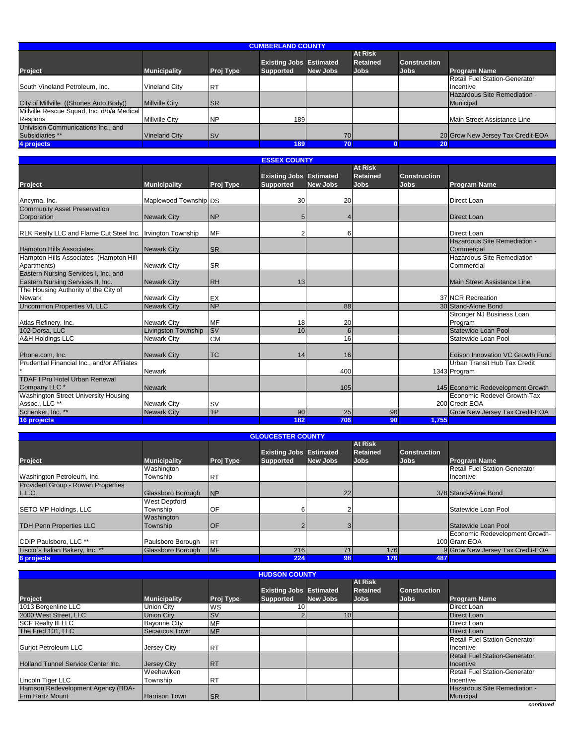## CUMBERLAND COUNTY

| Project | Municipality | Proj Type | Existing Jobs Supported | Estimated New Jobs | At Risk Retained Jobs | Construction Jobs | Program Name |
|---|---|---|---|---|---|---|---|
| South Vineland Petroleum, Inc. | Vineland City | RT | | | | | Retail Fuel Station-Generator Incentive |
| City of Millville ((Shones Auto Body)) | Millville City | SR | | | | | Hazardous Site Remediation - Municipal |
| Millville Rescue Squad, Inc. d/b/a Medical Respons | Millville City | NP | 189 | | | | Main Street Assistance Line |
| Univision Communications Inc., and Subsidiaries ** | Vineland City | SV | | 70 | | 20 | Grow New Jersey Tax Credit-EOA |
| **4 projects** | | | **189** | **70** | **0** | **20** | |

## ESSEX COUNTY

| Project | Municipality | Proj Type | Existing Jobs Supported | Estimated New Jobs | At Risk Retained Jobs | Construction Jobs | Program Name |
|---|---|---|---|---|---|---|---|
| Ancyma, Inc. | Maplewood Township | DS | 30 | 20 | | | Direct Loan |
| Community Asset Preservation Corporation | Newark City | NP | 5 | 4 | | | Direct Loan |
| RLK Realty LLC and Flame Cut Steel Inc. | Irvington Township | MF | 2 | 6 | | | Direct Loan |
| Hampton Hills Associates | Newark City | SR | | | | | Hazardous Site Remediation - Commercial |
| Hampton Hills Associates (Hampton Hill Apartments) | Newark City | SR | | | | | Hazardous Site Remediation - Commercial |
| Eastern Nursing Services I, Inc. and Eastern Nursing Services II, Inc. | Newark City | RH | 13 | | | | Main Street Assistance Line |
| The Housing Authority of the City of Newark | Newark City | EX | | | | 37 | NCR Recreation |
| Uncommon Properties VI, LLC | Newark City | NP | | 88 | | 30 | Stand-Alone Bond |
| Atlas Refinery, Inc. | Newark City | MF | 18 | 20 | | | Stronger NJ Business Loan Program |
| 102 Dorsa, LLC | Livingston Township | SV | 10 | 6 | | | Statewide Loan Pool |
| A&H Holdings LLC | Newark City | CM | | 16 | | | Statewide Loan Pool |
| Phone.com, Inc. | Newark City | TC | 14 | 16 | | | Edison Innovation VC Growth Fund |
| Prudential Financial Inc., and/or Affiliates * | Newark | | | 400 | | 1343 | Urban Transit Hub Tax Credit Program |
| TDAF I Pru Hotel Urban Renewal Company LLC * | Newark | | | 105 | | 145 | Economic Redevelopment Growth |
| Washington Street University Housing Assoc., LLC ** | Newark City | SV | | | | 200 | Economic Redevel Growth-Tax Credit-EOA |
| Schenker, Inc. ** | Newark City | TP | 90 | 25 | 90 | | Grow New Jersey Tax Credit-EOA |
| **16 projects** | | | **182** | **706** | **90** | **1,755** | |

## GLOUCESTER COUNTY

| Project | Municipality | Proj Type | Existing Jobs Supported | Estimated New Jobs | At Risk Retained Jobs | Construction Jobs | Program Name |
|---|---|---|---|---|---|---|---|
| Washington Petroleum, Inc. | Washington Township | RT | | | | | Retail Fuel Station-Generator Incentive |
| Provident Group - Rowan Properties L.L.C. | Glassboro Borough | NP | | 22 | | 378 | Stand-Alone Bond |
| SETO MP Holdings, LLC | West Deptford Township | OF | 6 | 2 | | | Statewide Loan Pool |
| TDH Penn Properties LLC | Washington Township | OF | 2 | 3 | | | Statewide Loan Pool |
| CDIP Paulsboro, LLC ** | Paulsboro Borough | RT | | | | 100 | Economic Redevelopment Growth-Grant EOA |
| Liscio`s Italian Bakery, Inc. ** | Glassboro Borough | MF | 216 | 71 | 176 | 9 | Grow New Jersey Tax Credit-EOA |
| **6 projects** | | | **224** | **98** | **176** | **487** | |

## HUDSON COUNTY

| Project | Municipality | Proj Type | Existing Jobs Supported | Estimated New Jobs | At Risk Retained Jobs | Construction Jobs | Program Name |
|---|---|---|---|---|---|---|---|
| 1013 Bergenline LLC | Union City | WS | 10 | | | | Direct Loan |
| 2000 West Street, LLC | Union City | SV | 2 | 10 | | | Direct Loan |
| SCF Realty III LLC | Bayonne City | MF | | | | | Direct Loan |
| The Fred 101, LLC | Secaucus Town | MF | | | | | Direct Loan |
| Gurjot Petroleum LLC | Jersey City | RT | | | | | Retail Fuel Station-Generator Incentive |
| Holland Tunnel Service Center Inc. | Jersey City | RT | | | | | Retail Fuel Station-Generator Incentive |
| Lincoln Tiger LLC | Weehawken Township | RT | | | | | Retail Fuel Station-Generator Incentive |
| Harrison Redevelopment Agency (BDA-Frm Hartz Mount | Harrison Town | SR | | | | | Hazardous Site Remediation - Municipal |

*continued*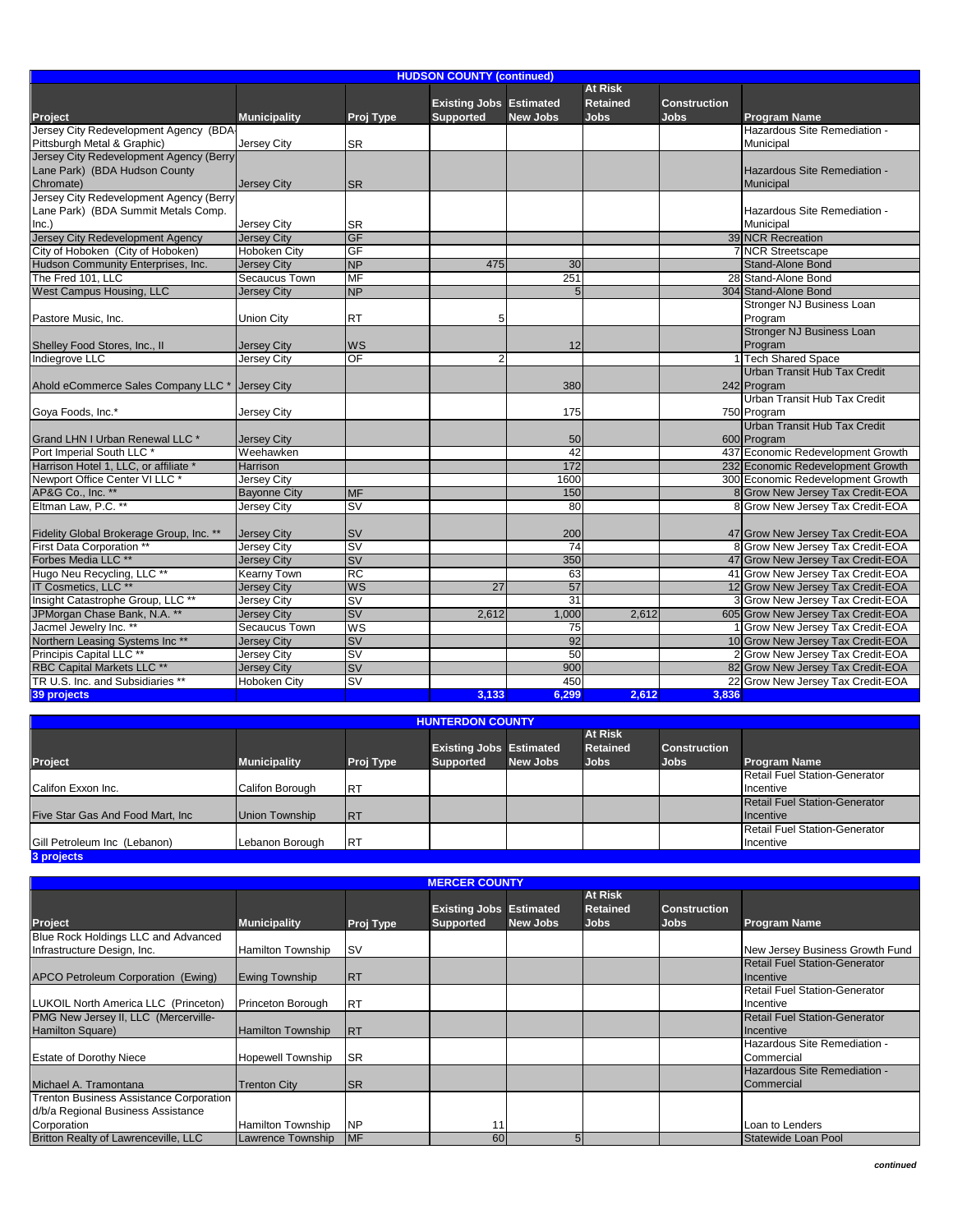## HUDSON COUNTY (continued)

| Project | Municipality | Proj Type | Existing Jobs Supported | Estimated New Jobs | At Risk Retained Jobs | Construction Jobs | Program Name |
|---|---|---|---|---|---|---|---|
| Jersey City Redevelopment Agency (BDA-Pittsburgh Metal & Graphic) | Jersey City | SR | | | | | Hazardous Site Remediation - Municipal |
| Jersey City Redevelopment Agency (Berry Lane Park) (BDA Hudson County Chromate) | Jersey City | SR | | | | | Hazardous Site Remediation - Municipal |
| Jersey City Redevelopment Agency (Berry Lane Park) (BDA Summit Metals Comp. Inc.) | Jersey City | SR | | | | | Hazardous Site Remediation - Municipal |
| Jersey City Redevelopment Agency | Jersey City | GF | | | | 39 | NCR Recreation |
| City of Hoboken (City of Hoboken) | Hoboken City | GF | | | | 7 | NCR Streetscape |
| Hudson Community Enterprises, Inc. | Jersey City | NP | 475 | 30 | | | Stand-Alone Bond |
| The Fred 101, LLC | Secaucus Town | MF | | 251 | | 28 | Stand-Alone Bond |
| West Campus Housing, LLC | Jersey City | NP | | 5 | | 304 | Stand-Alone Bond |
| Pastore Music, Inc. | Union City | RT | 5 | | | | Stronger NJ Business Loan Program |
| Shelley Food Stores, Inc., II | Jersey City | WS | | 12 | | | Stronger NJ Business Loan Program |
| Indiegrove LLC | Jersey City | OF | 2 | | | 1 | Tech Shared Space |
| Ahold eCommerce Sales Company LLC * | Jersey City | | | 380 | | 242 | Urban Transit Hub Tax Credit Program |
| Goya Foods, Inc.* | Jersey City | | | 175 | | 750 | Urban Transit Hub Tax Credit Program |
| Grand LHN I Urban Renewal LLC * | Jersey City | | | 50 | | 600 | Urban Transit Hub Tax Credit Program |
| Port Imperial South LLC * | Weehawken | | | 42 | | 437 | Economic Redevelopment Growth |
| Harrison Hotel 1, LLC, or affiliate * | Harrison | | | 172 | | 232 | Economic Redevelopment Growth |
| Newport Office Center VI LLC * | Jersey City | | | 1600 | | 300 | Economic Redevelopment Growth |
| AP&G Co., Inc. ** | Bayonne City | MF | | 150 | | 8 | Grow New Jersey Tax Credit-EOA |
| Eltman Law, P.C. ** | Jersey City | SV | | 80 | | 8 | Grow New Jersey Tax Credit-EOA |
| Fidelity Global Brokerage Group, Inc. ** | Jersey City | SV | | 200 | | 47 | Grow New Jersey Tax Credit-EOA |
| First Data Corporation ** | Jersey City | SV | | 74 | | 8 | Grow New Jersey Tax Credit-EOA |
| Forbes Media LLC ** | Jersey City | SV | | 350 | | 47 | Grow New Jersey Tax Credit-EOA |
| Hugo Neu Recycling, LLC ** | Kearny Town | RC | | 63 | | 41 | Grow New Jersey Tax Credit-EOA |
| IT Cosmetics, LLC ** | Jersey City | WS | 27 | 57 | | 12 | Grow New Jersey Tax Credit-EOA |
| Insight Catastrophe Group, LLC ** | Jersey City | SV | | 31 | | 3 | Grow New Jersey Tax Credit-EOA |
| JPMorgan Chase Bank, N.A. ** | Jersey City | SV | 2,612 | 1,000 | 2,612 | 605 | Grow New Jersey Tax Credit-EOA |
| Jacmel Jewelry Inc. ** | Secaucus Town | WS | | 75 | | 1 | Grow New Jersey Tax Credit-EOA |
| Northern Leasing Systems Inc ** | Jersey City | SV | | 92 | | 10 | Grow New Jersey Tax Credit-EOA |
| Principis Capital LLC ** | Jersey City | SV | | 50 | | 2 | Grow New Jersey Tax Credit-EOA |
| RBC Capital Markets LLC ** | Jersey City | SV | | 900 | | 82 | Grow New Jersey Tax Credit-EOA |
| TR U.S. Inc. and Subsidiaries ** | Hoboken City | SV | | 450 | | 22 | Grow New Jersey Tax Credit-EOA |
| **39 projects** | | | **3,133** | **6,299** | **2,612** | **3,836** | |

## HUNTERDON COUNTY

| Project | Municipality | Proj Type | Existing Jobs Supported | Estimated New Jobs | At Risk Retained Jobs | Construction Jobs | Program Name |
|---|---|---|---|---|---|---|---|
| Califon Exxon Inc. | Califon Borough | RT | | | | | Retail Fuel Station-Generator Incentive |
| Five Star Gas And Food Mart, Inc | Union Township | RT | | | | | Retail Fuel Station-Generator Incentive |
| Gill Petroleum Inc (Lebanon) | Lebanon Borough | RT | | | | | Retail Fuel Station-Generator Incentive |
| **3 projects** | | | | | | | |

## MERCER COUNTY

| Project | Municipality | Proj Type | Existing Jobs Supported | Estimated New Jobs | At Risk Retained Jobs | Construction Jobs | Program Name |
|---|---|---|---|---|---|---|---|
| Blue Rock Holdings LLC and Advanced Infrastructure Design, Inc. | Hamilton Township | SV | | | | | New Jersey Business Growth Fund |
| APCO Petroleum Corporation (Ewing) | Ewing Township | RT | | | | | Retail Fuel Station-Generator Incentive |
| LUKOIL North America LLC (Princeton) | Princeton Borough | RT | | | | | Retail Fuel Station-Generator Incentive |
| PMG New Jersey II, LLC (Mercerville-Hamilton Square) | Hamilton Township | RT | | | | | Retail Fuel Station-Generator Incentive |
| Estate of Dorothy Niece | Hopewell Township | SR | | | | | Hazardous Site Remediation - Commercial |
| Michael A. Tramontana | Trenton City | SR | | | | | Hazardous Site Remediation - Commercial |
| Trenton Business Assistance Corporation d/b/a Regional Business Assistance Corporation | Hamilton Township | NP | 11 | | | | Loan to Lenders |
| Britton Realty of Lawrenceville, LLC | Lawrence Township | MF | 60 | 5 | | | Statewide Loan Pool |

*continued*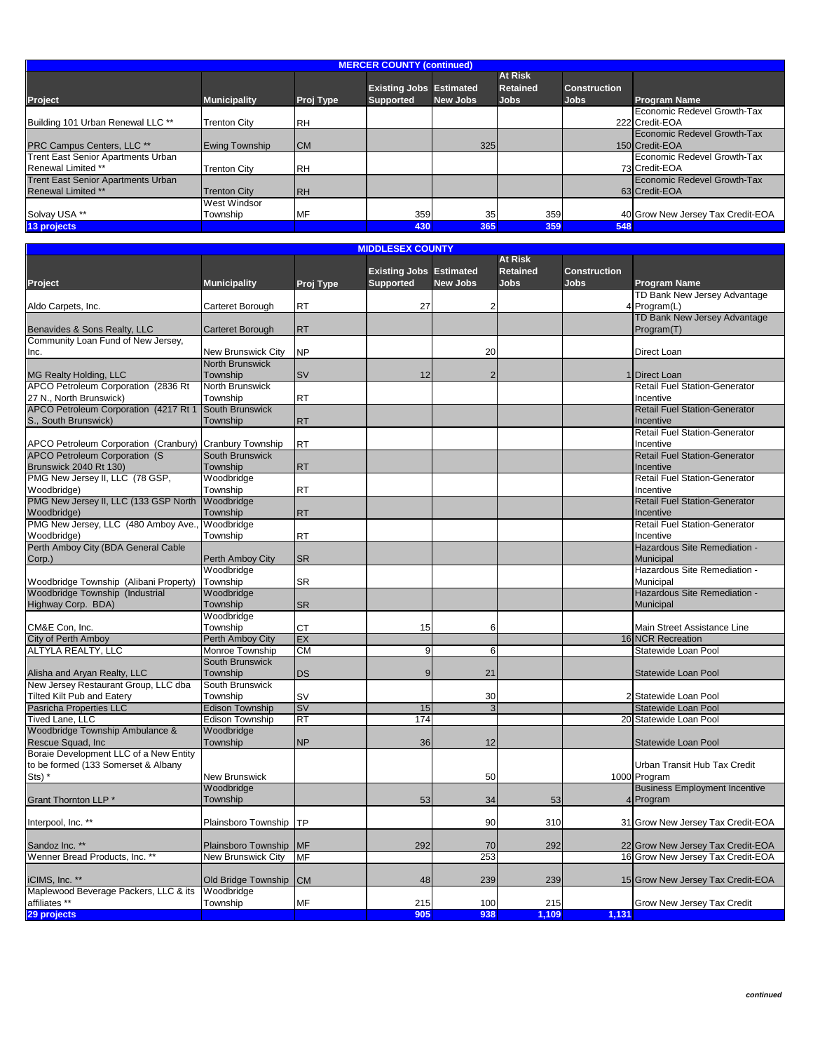| MERCER COUNTY (continued) | | | | | | | |
|---|---|---|---|---|---|---|---|
| Project | Municipality | Proj Type | Existing Jobs Supported | Estimated New Jobs | At Risk Retained Jobs | Construction Jobs | Program Name |
| Building 101 Urban Renewal LLC ** | Trenton City | RH | | | | 222 | Economic Redevel Growth-Tax Credit-EOA |
| PRC Campus Centers, LLC ** | Ewing Township | CM | | 325 | | 150 | Economic Redevel Growth-Tax Credit-EOA |
| Trent East Senior Apartments Urban Renewal Limited ** | Trenton City | RH | | | | 73 | Economic Redevel Growth-Tax Credit-EOA |
| Trent East Senior Apartments Urban Renewal Limited ** | Trenton City | RH | | | | 63 | Economic Redevel Growth-Tax Credit-EOA |
| Solvay USA ** | West Windsor Township | MF | 359 | 35 | 359 | 40 | Grow New Jersey Tax Credit-EOA |
| **13 projects** | | | **430** | **365** | **359** | **548** | |

| MIDDLESEX COUNTY | | | | | | | |
|---|---|---|---|---|---|---|---|
| Project | Municipality | Proj Type | Existing Jobs Supported | Estimated New Jobs | At Risk Retained Jobs | Construction Jobs | Program Name |
| Aldo Carpets, Inc. | Carteret Borough | RT | 27 | 2 | | 4 | TD Bank New Jersey Advantage Program(L) |
| Benavides & Sons Realty, LLC | Carteret Borough | RT | | | | | TD Bank New Jersey Advantage Program(T) |
| Community Loan Fund of New Jersey, Inc. | New Brunswick City | NP | | 20 | | | Direct Loan |
| MG Realty Holding, LLC | North Brunswick Township | SV | 12 | 2 | | 1 | Direct Loan |
| APCO Petroleum Corporation (2836 Rt 27 N., North Brunswick) | North Brunswick Township | RT | | | | | Retail Fuel Station-Generator Incentive |
| APCO Petroleum Corporation (4217 Rt 1 S., South Brunswick) | South Brunswick Township | RT | | | | | Retail Fuel Station-Generator Incentive |
| APCO Petroleum Corporation (Cranbury) | Cranbury Township | RT | | | | | Retail Fuel Station-Generator Incentive |
| APCO Petroleum Corporation (S Brunswick 2040 Rt 130) | South Brunswick Township | RT | | | | | Retail Fuel Station-Generator Incentive |
| PMG New Jersey II, LLC (78 GSP, Woodbridge) | Woodbridge Township | RT | | | | | Retail Fuel Station-Generator Incentive |
| PMG New Jersey II, LLC (133 GSP North Woodbridge) | Woodbridge Township | RT | | | | | Retail Fuel Station-Generator Incentive |
| PMG New Jersey, LLC (480 Amboy Ave., Woodbridge) | Woodbridge Township | RT | | | | | Retail Fuel Station-Generator Incentive |
| Perth Amboy City (BDA General Cable Corp.) | Perth Amboy City | SR | | | | | Hazardous Site Remediation - Municipal |
| Woodbridge Township (Alibani Property) | Woodbridge Township | SR | | | | | Hazardous Site Remediation - Municipal |
| Woodbridge Township (Industrial Highway Corp. BDA) | Woodbridge Township | SR | | | | | Hazardous Site Remediation - Municipal |
| CM&E Con, Inc. | Woodbridge Township | CT | 15 | 6 | | | Main Street Assistance Line |
| City of Perth Amboy | Perth Amboy City | EX | | | | 16 | NCR Recreation |
| ALTYLA REALTY, LLC | Monroe Township | CM | 9 | 6 | | | Statewide Loan Pool |
| Alisha and Aryan Realty, LLC | South Brunswick Township | DS | 9 | 21 | | | Statewide Loan Pool |
| New Jersey Restaurant Group, LLC dba Tilted Kilt Pub and Eatery | South Brunswick Township | SV | | 30 | | 2 | Statewide Loan Pool |
| Pasricha Properties LLC | Edison Township | SV | 15 | 3 | | | Statewide Loan Pool |
| Tived Lane, LLC | Edison Township | RT | 174 | | | 20 | Statewide Loan Pool |
| Woodbridge Township Ambulance & Rescue Squad, Inc | Woodbridge Township | NP | 36 | 12 | | | Statewide Loan Pool |
| Boraie Development LLC of a New Entity to be formed (133 Somerset & Albany Sts) * | New Brunswick | | | 50 | | 1000 | Urban Transit Hub Tax Credit Program |
| Grant Thornton LLP * | Woodbridge Township | | 53 | 34 | 53 | 4 | Business Employment Incentive Program |
| Interpool, Inc. ** | Plainsboro Township | TP | | 90 | 310 | 31 | Grow New Jersey Tax Credit-EOA |
| Sandoz Inc. ** | Plainsboro Township | MF | 292 | 70 | 292 | 22 | Grow New Jersey Tax Credit-EOA |
| Wenner Bread Products, Inc. ** | New Brunswick City | MF | | 253 | | 16 | Grow New Jersey Tax Credit-EOA |
| iCIMS, Inc. ** | Old Bridge Township | CM | 48 | 239 | 239 | 15 | Grow New Jersey Tax Credit-EOA |
| Maplewood Beverage Packers, LLC & its affiliates ** | Woodbridge Township | MF | 215 | 100 | 215 | | Grow New Jersey Tax Credit |
| **29 projects** | | | **905** | **938** | **1,109** | **1,131** | |

*continued*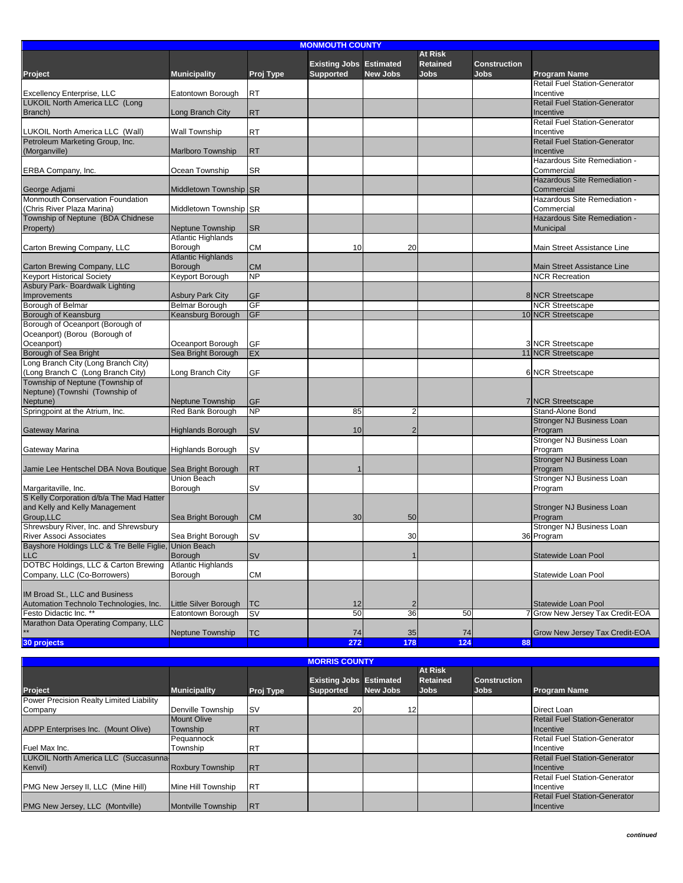| MONMOUTH COUNTY | | | | | | | |
|---|---|---|---|---|---|---|---|
| Project | Municipality | Proj Type | Existing Jobs Supported | Estimated New Jobs | At Risk Retained Jobs | Construction Jobs | Program Name |
| Excellency Enterprise, LLC | Eatontown Borough | RT | | | | | Retail Fuel Station-Generator Incentive |
| LUKOIL North America LLC (Long Branch) | Long Branch City | RT | | | | | Retail Fuel Station-Generator Incentive |
| LUKOIL North America LLC (Wall) | Wall Township | RT | | | | | Retail Fuel Station-Generator Incentive |
| Petroleum Marketing Group, Inc. (Morganville) | Marlboro Township | RT | | | | | Retail Fuel Station-Generator Incentive |
| ERBA Company, Inc. | Ocean Township | SR | | | | | Hazardous Site Remediation - Commercial |
| George Adjami | Middletown Township | SR | | | | | Hazardous Site Remediation - Commercial |
| Monmouth Conservation Foundation (Chris River Plaza Marina) | Middletown Township | SR | | | | | Hazardous Site Remediation - Commercial |
| Township of Neptune (BDA Chidnese Property) | Neptune Township | SR | | | | | Hazardous Site Remediation - Municipal |
| Carton Brewing Company, LLC | Atlantic Highlands Borough | CM | 10 | 20 | | | Main Street Assistance Line |
| Carton Brewing Company, LLC | Atlantic Highlands Borough | CM | | | | | Main Street Assistance Line |
| Keyport Historical Society | Keyport Borough | NP | | | | | NCR Recreation |
| Asbury Park- Boardwalk Lighting Improvements | Asbury Park City | GF | | | | 8 | NCR Streetscape |
| Borough of Belmar | Belmar Borough | GF | | | | | NCR Streetscape |
| Borough of Keansburg | Keansburg Borough | GF | | | | 10 | NCR Streetscape |
| Borough of Oceanport (Borough of Oceanport) (Borou (Borough of Oceanport) | Oceanport Borough | GF | | | | 3 | NCR Streetscape |
| Borough of Sea Bright | Sea Bright Borough | EX | | | | 11 | NCR Streetscape |
| Long Branch City (Long Branch City) (Long Branch C (Long Branch City) | Long Branch City | GF | | | | 6 | NCR Streetscape |
| Township of Neptune (Township of Neptune) (Townshi (Township of Neptune) | Neptune Township | GF | | | | 7 | NCR Streetscape |
| Springpoint at the Atrium, Inc. | Red Bank Borough | NP | 85 | 2 | | | Stand-Alone Bond |
| Gateway Marina | Highlands Borough | SV | 10 | 2 | | | Stronger NJ Business Loan Program |
| Gateway Marina | Highlands Borough | SV | | | | | Stronger NJ Business Loan Program |
| Jamie Lee Hentschel DBA Nova Boutique | Sea Bright Borough | RT | 1 | | | | Stronger NJ Business Loan Program |
| Margaritaville, Inc. | Union Beach Borough | SV | | | | | Stronger NJ Business Loan Program |
| S Kelly Corporation d/b/a The Mad Hatter and Kelly and Kelly Management Group,LLC | Sea Bright Borough | CM | 30 | 50 | | | Stronger NJ Business Loan Program |
| Shrewsbury River, Inc. and Shrewsbury River Associ Associates | Sea Bright Borough | SV | | 30 | | 36 | Stronger NJ Business Loan Program |
| Bayshore Holdings LLC & Tre Belle Figlie, LLC | Union Beach Borough | SV | | 1 | | | Statewide Loan Pool |
| DOTBC Holdings, LLC & Carton Brewing Company, LLC (Co-Borrowers) | Atlantic Highlands Borough | CM | | | | | Statewide Loan Pool |
| IM Broad St., LLC and Business Automation Technolo Technologies, Inc. | Little Silver Borough | TC | 12 | 2 | | | Statewide Loan Pool |
| Festo Didactic Inc. ** | Eatontown Borough | SV | 50 | 36 | 50 | 7 | Grow New Jersey Tax Credit-EOA |
| Marathon Data Operating Company, LLC ** | Neptune Township | TC | 74 | 35 | 74 | | Grow New Jersey Tax Credit-EOA |
| **30 projects** | | | **272** | **178** | **124** | **88** | |

| MORRIS COUNTY | | | | | | | |
|---|---|---|---|---|---|---|---|
| Project | Municipality | Proj Type | Existing Jobs Supported | Estimated New Jobs | At Risk Retained Jobs | Construction Jobs | Program Name |
| Power Precision Realty Limited Liability Company | Denville Township | SV | 20 | 12 | | | Direct Loan |
| ADPP Enterprises Inc. (Mount Olive) | Mount Olive Township | RT | | | | | Retail Fuel Station-Generator Incentive |
| Fuel Max Inc. | Pequannock Township | RT | | | | | Retail Fuel Station-Generator Incentive |
| LUKOIL North America LLC (Succasunna-Kenvil) | Roxbury Township | RT | | | | | Retail Fuel Station-Generator Incentive |
| PMG New Jersey II, LLC (Mine Hill) | Mine Hill Township | RT | | | | | Retail Fuel Station-Generator Incentive |
| PMG New Jersey, LLC (Montville) | Montville Township | RT | | | | | Retail Fuel Station-Generator Incentive |

*continued*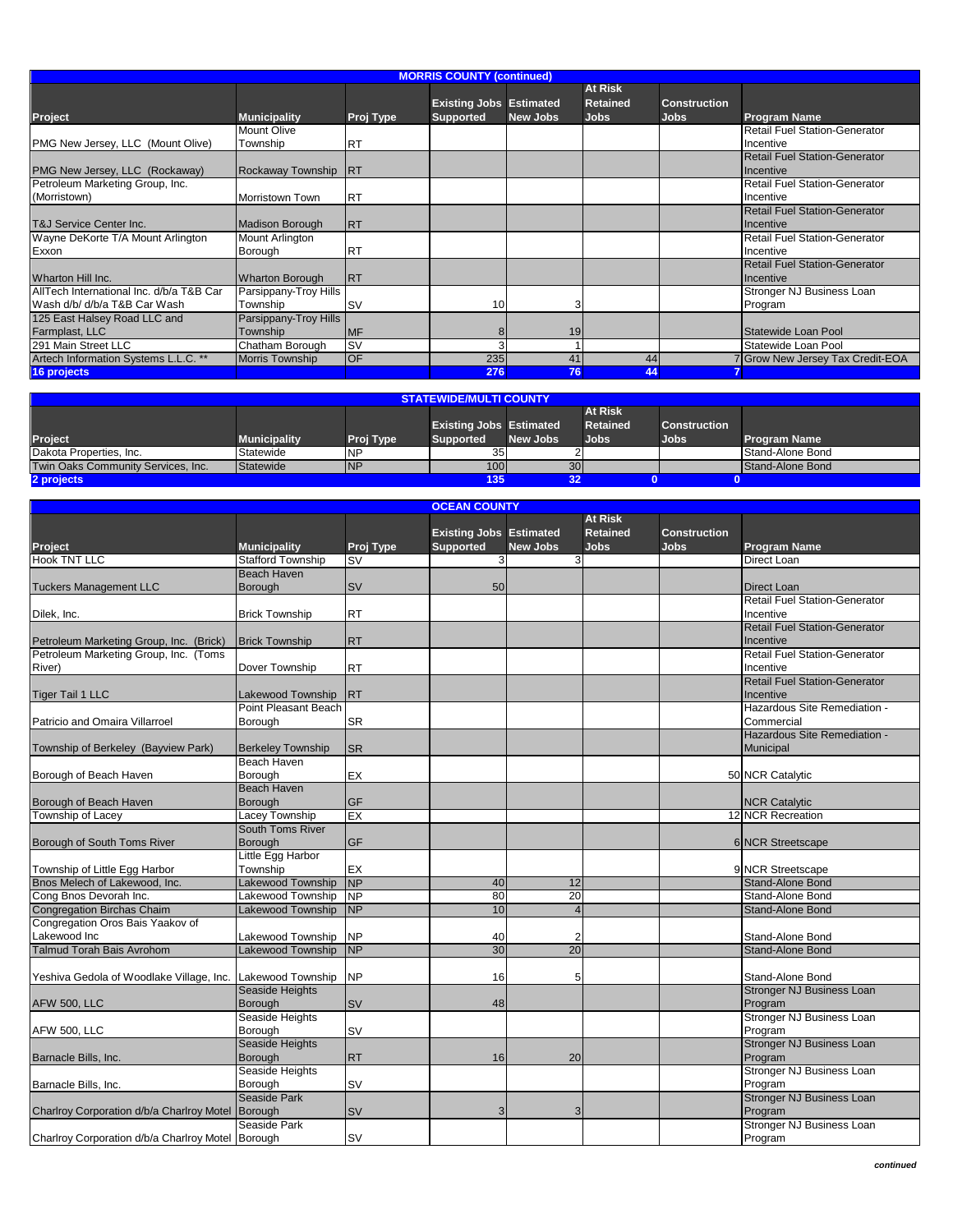## MORRIS COUNTY (continued)

| Project | Municipality | Proj Type | Existing Jobs Supported | Estimated New Jobs | At Risk Retained Jobs | Construction Jobs | Program Name |
|---|---|---|---|---|---|---|---|
| PMG New Jersey, LLC (Mount Olive) | Mount Olive Township | RT | | | | | Retail Fuel Station-Generator Incentive |
| PMG New Jersey, LLC (Rockaway) | Rockaway Township | RT | | | | | Retail Fuel Station-Generator Incentive |
| Petroleum Marketing Group, Inc. (Morristown) | Morristown Town | RT | | | | | Retail Fuel Station-Generator Incentive |
| T&J Service Center Inc. | Madison Borough | RT | | | | | Retail Fuel Station-Generator Incentive |
| Wayne DeKorte T/A Mount Arlington Exxon | Mount Arlington Borough | RT | | | | | Retail Fuel Station-Generator Incentive |
| Wharton Hill Inc. | Wharton Borough | RT | | | | | Retail Fuel Station-Generator Incentive |
| AllTech International Inc. d/b/a T&B Car Wash d/b/ d/b/a T&B Car Wash | Parsippany-Troy Hills Township | SV | 10 | 3 | | | Stronger NJ Business Loan Program |
| 125 East Halsey Road LLC and Farmplast, LLC | Parsippany-Troy Hills Township | MF | 8 | 19 | | | Statewide Loan Pool |
| 291 Main Street LLC | Chatham Borough | SV | 3 | 1 | | | Statewide Loan Pool |
| Artech Information Systems L.L.C. ** | Morris Township | OF | 235 | 41 | 44 | 7 | Grow New Jersey Tax Credit-EOA |
| **16 projects** | | | **276** | **76** | **44** | **7** | |

## STATEWIDE/MULTI COUNTY

| Project | Municipality | Proj Type | Existing Jobs Supported | Estimated New Jobs | At Risk Retained Jobs | Construction Jobs | Program Name |
|---|---|---|---|---|---|---|---|
| Dakota Properties, Inc. | Statewide | NP | 35 | 2 | | | Stand-Alone Bond |
| Twin Oaks Community Services, Inc. | Statewide | NP | 100 | 30 | | | Stand-Alone Bond |
| **2 projects** | | | **135** | **32** | **0** | **0** | |

## OCEAN COUNTY

| Project | Municipality | Proj Type | Existing Jobs Supported | Estimated New Jobs | At Risk Retained Jobs | Construction Jobs | Program Name |
|---|---|---|---|---|---|---|---|
| Hook TNT LLC | Stafford Township | SV | 3 | 3 | | | Direct Loan |
| Tuckers Management LLC | Beach Haven Borough | SV | 50 | | | | Direct Loan |
| Dilek, Inc. | Brick Township | RT | | | | | Retail Fuel Station-Generator Incentive |
| Petroleum Marketing Group, Inc. (Brick) | Brick Township | RT | | | | | Retail Fuel Station-Generator Incentive |
| Petroleum Marketing Group, Inc. (Toms River) | Dover Township | RT | | | | | Retail Fuel Station-Generator Incentive |
| Tiger Tail 1 LLC | Lakewood Township | RT | | | | | Retail Fuel Station-Generator Incentive |
| Patricio and Omaira Villarroel | Point Pleasant Beach Borough | SR | | | | | Hazardous Site Remediation - Commercial |
| Township of Berkeley (Bayview Park) | Berkeley Township | SR | | | | | Hazardous Site Remediation - Municipal |
| Borough of Beach Haven | Beach Haven Borough | EX | | | | 50 | NCR Catalytic |
| Borough of Beach Haven | Beach Haven Borough | GF | | | | | NCR Catalytic |
| Township of Lacey | Lacey Township | EX | | | | 12 | NCR Recreation |
| Borough of South Toms River | South Toms River Borough | GF | | | | 6 | NCR Streetscape |
| Township of Little Egg Harbor | Little Egg Harbor Township | EX | | | | 9 | NCR Streetscape |
| Bnos Melech of Lakewood, Inc. | Lakewood Township | NP | 40 | 12 | | | Stand-Alone Bond |
| Cong Bnos Devorah Inc. | Lakewood Township | NP | 80 | 20 | | | Stand-Alone Bond |
| Congregation Birchas Chaim | Lakewood Township | NP | 10 | 4 | | | Stand-Alone Bond |
| Congregation Oros Bais Yaakov of Lakewood Inc | Lakewood Township | NP | 40 | 2 | | | Stand-Alone Bond |
| Talmud Torah Bais Avrohom | Lakewood Township | NP | 30 | 20 | | | Stand-Alone Bond |
| Yeshiva Gedola of Woodlake Village, Inc. | Lakewood Township | NP | 16 | 5 | | | Stand-Alone Bond |
| AFW 500, LLC | Seaside Heights Borough | SV | 48 | | | | Stronger NJ Business Loan Program |
| AFW 500, LLC | Seaside Heights Borough | SV | | | | | Stronger NJ Business Loan Program |
| Barnacle Bills, Inc. | Seaside Heights Borough | RT | 16 | 20 | | | Stronger NJ Business Loan Program |
| Barnacle Bills, Inc. | Seaside Heights Borough | SV | | | | | Stronger NJ Business Loan Program |
| Charlroy Corporation d/b/a Charlroy Motel | Seaside Park Borough | SV | 3 | 3 | | | Stronger NJ Business Loan Program |
| Charlroy Corporation d/b/a Charlroy Motel | Seaside Park Borough | SV | | | | | Stronger NJ Business Loan Program |

*continued*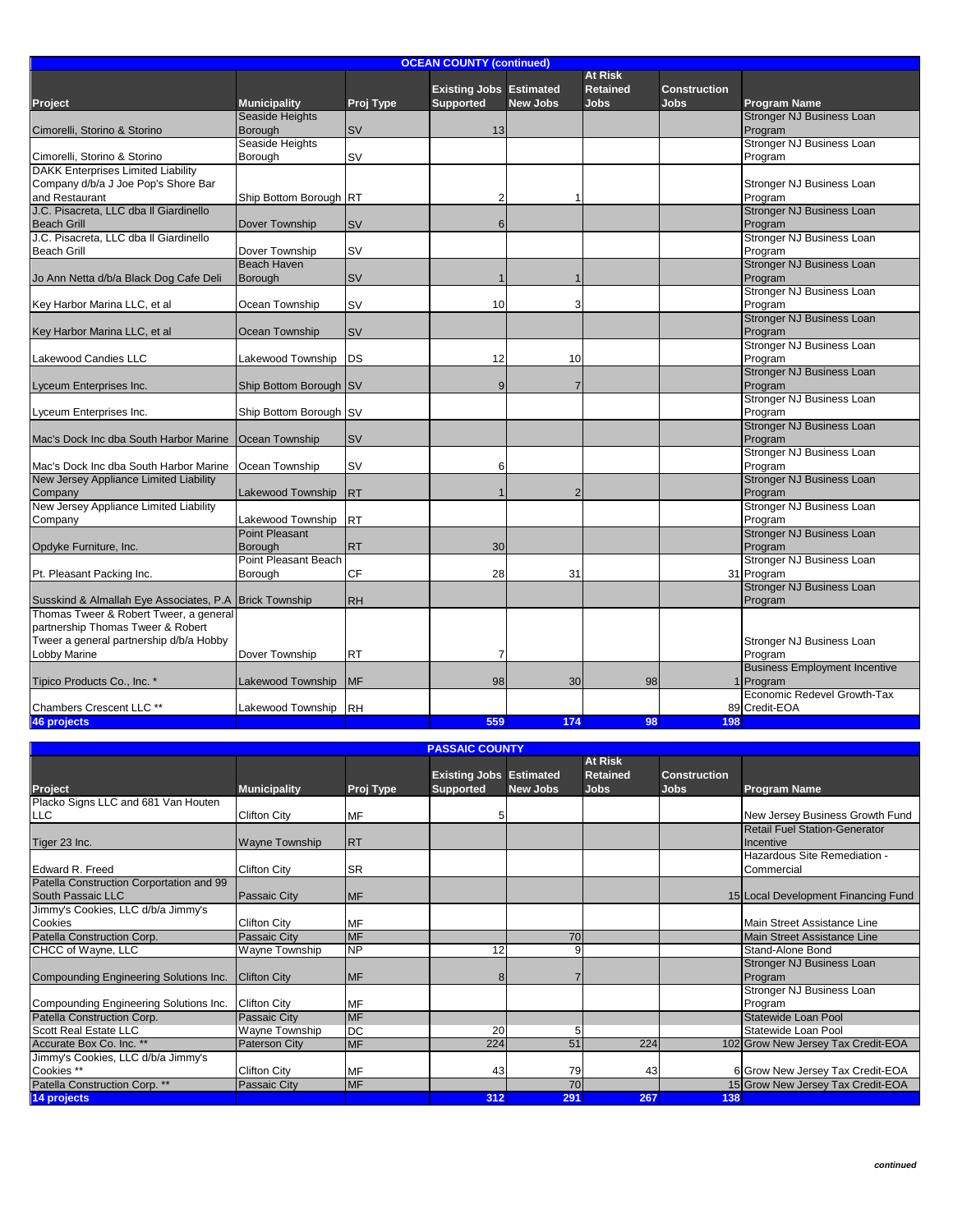| OCEAN COUNTY (continued) | | | | | | | |
|---|---|---|---|---|---|---|---|
| Project | Municipality | Proj Type | Existing Jobs Supported | Estimated New Jobs | At Risk Retained Jobs | Construction Jobs | Program Name |
| Cimorelli, Storino & Storino | Seaside Heights Borough | SV | 13 | | | | Stronger NJ Business Loan Program |
| Cimorelli, Storino & Storino | Seaside Heights Borough | SV | | | | | Stronger NJ Business Loan Program |
| DAKK Enterprises Limited Liability Company d/b/a J Joe Pop's Shore Bar and Restaurant | Ship Bottom Borough | RT | 2 | 1 | | | Stronger NJ Business Loan Program |
| J.C. Pisacreta, LLC dba Il Giardinello Beach Grill | Dover Township | SV | 6 | | | | Stronger NJ Business Loan Program |
| J.C. Pisacreta, LLC dba Il Giardinello Beach Grill | Dover Township | SV | | | | | Stronger NJ Business Loan Program |
| Jo Ann Netta d/b/a Black Dog Cafe Deli | Beach Haven Borough | SV | 1 | 1 | | | Stronger NJ Business Loan Program |
| Key Harbor Marina LLC, et al | Ocean Township | SV | 10 | 3 | | | Stronger NJ Business Loan Program |
| Key Harbor Marina LLC, et al | Ocean Township | SV | | | | | Stronger NJ Business Loan Program |
| Lakewood Candies LLC | Lakewood Township | DS | 12 | 10 | | | Stronger NJ Business Loan Program |
| Lyceum Enterprises Inc. | Ship Bottom Borough | SV | 9 | 7 | | | Stronger NJ Business Loan Program |
| Lyceum Enterprises Inc. | Ship Bottom Borough | SV | | | | | Stronger NJ Business Loan Program |
| Mac's Dock Inc dba South Harbor Marine | Ocean Township | SV | | | | | Stronger NJ Business Loan Program |
| Mac's Dock Inc dba South Harbor Marine | Ocean Township | SV | 6 | | | | Stronger NJ Business Loan Program |
| New Jersey Appliance Limited Liability Company | Lakewood Township | RT | 1 | 2 | | | Stronger NJ Business Loan Program |
| New Jersey Appliance Limited Liability Company | Lakewood Township | RT | | | | | Stronger NJ Business Loan Program |
| Opdyke Furniture, Inc. | Point Pleasant Borough | RT | 30 | | | | Stronger NJ Business Loan Program |
| Pt. Pleasant Packing Inc. | Point Pleasant Beach Borough | CF | 28 | 31 | | 31 | Stronger NJ Business Loan Program |
| Susskind & Almallah Eye Associates, P.A | Brick Township | RH | | | | | Stronger NJ Business Loan Program |
| Thomas Tweer & Robert Tweer, a general partnership Thomas Tweer & Robert Tweer a general partnership d/b/a Hobby Lobby Marine | Dover Township | RT | 7 | | | | Stronger NJ Business Loan Program |
| Tipico Products Co., Inc. * | Lakewood Township | MF | 98 | 30 | 98 | 1 | Business Employment Incentive Program |
| Chambers Crescent LLC ** | Lakewood Township | RH | | | | 89 | Economic Redevel Growth-Tax Credit-EOA |
| 46 projects | | | 559 | 174 | 98 | 198 | |

| PASSAIC COUNTY | | | | | | | |
|---|---|---|---|---|---|---|---|
| Project | Municipality | Proj Type | Existing Jobs Supported | Estimated New Jobs | At Risk Retained Jobs | Construction Jobs | Program Name |
| Placko Signs LLC and 681 Van Houten LLC | Clifton City | MF | 5 | | | | New Jersey Business Growth Fund |
| Tiger 23 Inc. | Wayne Township | RT | | | | | Retail Fuel Station-Generator Incentive |
| Edward R. Freed | Clifton City | SR | | | | | Hazardous Site Remediation - Commercial |
| Patella Construction Corportation and 99 South Passaic LLC | Passaic City | MF | | | | 15 | Local Development Financing Fund |
| Jimmy's Cookies, LLC d/b/a Jimmy's Cookies | Clifton City | MF | | | | | Main Street Assistance Line |
| Patella Construction Corp. | Passaic City | MF | | 70 | | | Main Street Assistance Line |
| CHCC of Wayne, LLC | Wayne Township | NP | 12 | 9 | | | Stand-Alone Bond |
| Compounding Engineering Solutions Inc. | Clifton City | MF | 8 | 7 | | | Stronger NJ Business Loan Program |
| Compounding Engineering Solutions Inc. | Clifton City | MF | | | | | Stronger NJ Business Loan Program |
| Patella Construction Corp. | Passaic City | MF | | | | | Statewide Loan Pool |
| Scott Real Estate LLC | Wayne Township | DC | 20 | 5 | | | Statewide Loan Pool |
| Accurate Box Co. Inc. ** | Paterson City | MF | 224 | 51 | 224 | 102 | Grow New Jersey Tax Credit-EOA |
| Jimmy's Cookies, LLC d/b/a Jimmy's Cookies ** | Clifton City | MF | 43 | 79 | 43 | 6 | Grow New Jersey Tax Credit-EOA |
| Patella Construction Corp. ** | Passaic City | MF | | 70 | | 15 | Grow New Jersey Tax Credit-EOA |
| 14 projects | | | 312 | 291 | 267 | 138 | |

*continued*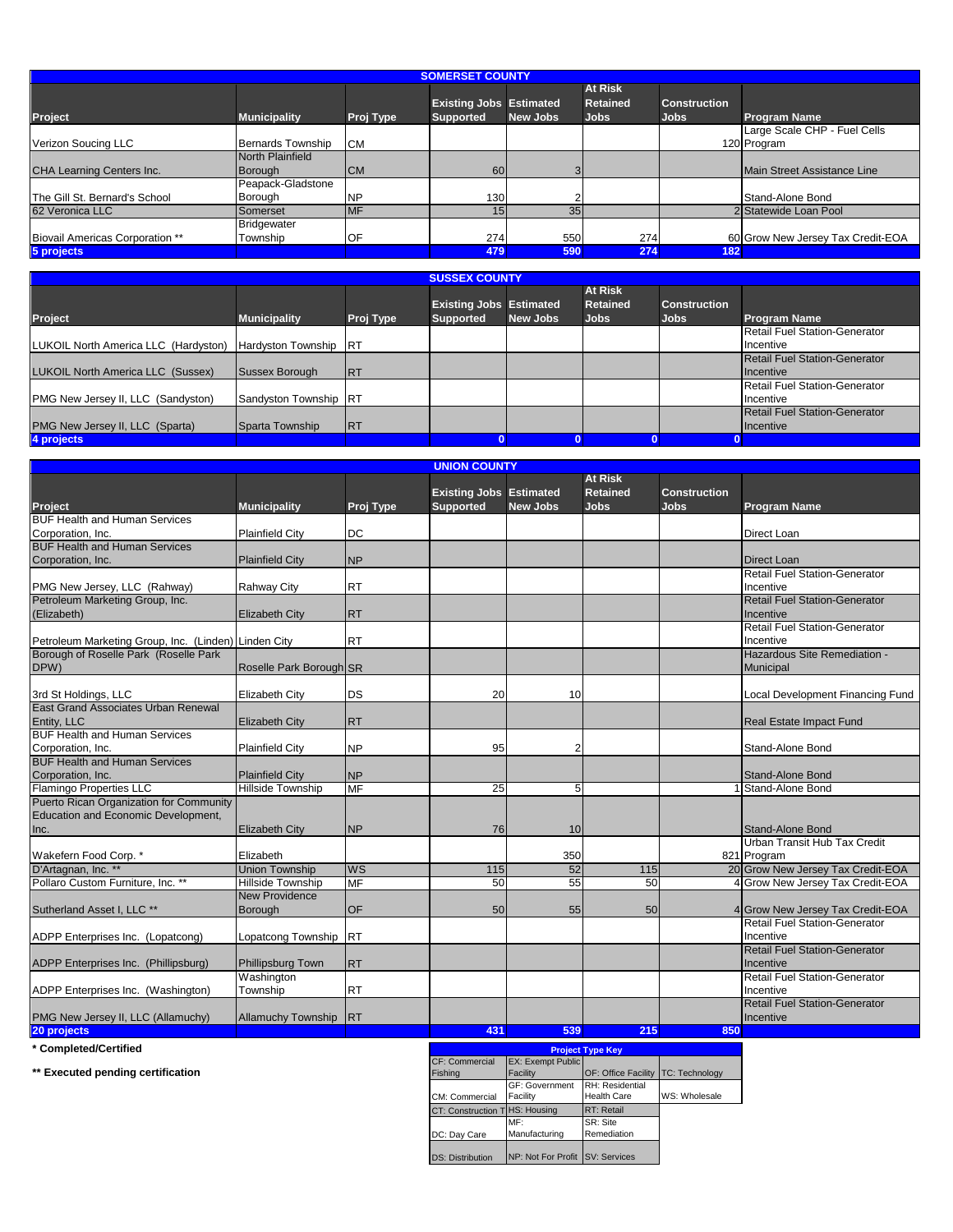## SOMERSET COUNTY

| Project | Municipality | Proj Type | Existing Jobs Supported | Estimated New Jobs | At Risk Retained Jobs | Construction Jobs | Program Name |
|---|---|---|---|---|---|---|---|
| Verizon Soucing LLC | Bernards Township | CM | | | | 120 | Large Scale CHP - Fuel Cells Program |
| CHA Learning Centers Inc. | North Plainfield Borough | CM | 60 | 3 | | | Main Street Assistance Line |
| The Gill St. Bernard's School | Peapack-Gladstone Borough | NP | 130 | 2 | | | Stand-Alone Bond |
| 62 Veronica LLC | Somerset | MF | 15 | 35 | | 2 | Statewide Loan Pool |
| Biovail Americas Corporation ** | Bridgewater Township | OF | 274 | 550 | 274 | 60 | Grow New Jersey Tax Credit-EOA |
| **5 projects** | | | **479** | **590** | **274** | **182** | |

## SUSSEX COUNTY

| Project | Municipality | Proj Type | Existing Jobs Supported | Estimated New Jobs | At Risk Retained Jobs | Construction Jobs | Program Name |
|---|---|---|---|---|---|---|---|
| LUKOIL North America LLC (Hardyston) | Hardyston Township | RT | | | | | Retail Fuel Station-Generator Incentive |
| LUKOIL North America LLC (Sussex) | Sussex Borough | RT | | | | | Retail Fuel Station-Generator Incentive |
| PMG New Jersey II, LLC (Sandyston) | Sandyston Township | RT | | | | | Retail Fuel Station-Generator Incentive |
| PMG New Jersey II, LLC (Sparta) | Sparta Township | RT | | | | | Retail Fuel Station-Generator Incentive |
| **4 projects** | | | **0** | **0** | **0** | **0** | |

## UNION COUNTY

| Project | Municipality | Proj Type | Existing Jobs Supported | Estimated New Jobs | At Risk Retained Jobs | Construction Jobs | Program Name |
|---|---|---|---|---|---|---|---|
| BUF Health and Human Services Corporation, Inc. | Plainfield City | DC | | | | | Direct Loan |
| BUF Health and Human Services Corporation, Inc. | Plainfield City | NP | | | | | Direct Loan |
| PMG New Jersey, LLC (Rahway) | Rahway City | RT | | | | | Retail Fuel Station-Generator Incentive |
| Petroleum Marketing Group, Inc. (Elizabeth) | Elizabeth City | RT | | | | | Retail Fuel Station-Generator Incentive |
| Petroleum Marketing Group, Inc. (Linden) | Linden City | RT | | | | | Retail Fuel Station-Generator Incentive |
| Borough of Roselle Park (Roselle Park DPW) | Roselle Park Borough | SR | | | | | Hazardous Site Remediation - Municipal |
| 3rd St Holdings, LLC | Elizabeth City | DS | 20 | 10 | | | Local Development Financing Fund |
| East Grand Associates Urban Renewal Entity, LLC | Elizabeth City | RT | | | | | Real Estate Impact Fund |
| BUF Health and Human Services Corporation, Inc. | Plainfield City | NP | 95 | 2 | | | Stand-Alone Bond |
| BUF Health and Human Services Corporation, Inc. | Plainfield City | NP | | | | | Stand-Alone Bond |
| Flamingo Properties LLC | Hillside Township | MF | 25 | 5 | | 1 | Stand-Alone Bond |
| Puerto Rican Organization for Community Education and Economic Development, Inc. | Elizabeth City | NP | 76 | 10 | | | Stand-Alone Bond |
| Wakefern Food Corp. * | Elizabeth | | | 350 | | 821 | Urban Transit Hub Tax Credit Program |
| D'Artagnan, Inc. ** | Union Township | WS | 115 | 52 | 115 | 20 | Grow New Jersey Tax Credit-EOA |
| Pollaro Custom Furniture, Inc. ** | Hillside Township | MF | 50 | 55 | 50 | 4 | Grow New Jersey Tax Credit-EOA |
| Sutherland Asset I, LLC ** | New Providence Borough | OF | 50 | 55 | 50 | 4 | Grow New Jersey Tax Credit-EOA |
| ADPP Enterprises Inc. (Lopatcong) | Lopatcong Township | RT | | | | | Retail Fuel Station-Generator Incentive |
| ADPP Enterprises Inc. (Phillipsburg) | Phillipsburg Town | RT | | | | | Retail Fuel Station-Generator Incentive |
| ADPP Enterprises Inc. (Washington) | Washington Township | RT | | | | | Retail Fuel Station-Generator Incentive |
| PMG New Jersey II, LLC (Allamuchy) | Allamuchy Township | RT | | | | | Retail Fuel Station-Generator Incentive |
| **20 projects** | | | **431** | **539** | **215** | **850** | |

**\* Completed/Certified**

**\*\* Executed pending certification**

| Project Type Key | | | |
|---|---|---|---|
| CF: Commercial Fishing | EX: Exempt Public Facility | OF: Office Facility | TC: Technology |
| CM: Commercial | GF: Government Facility | RH: Residential Health Care | WS: Wholesale |
| CT: Construction T | HS: Housing | RT: Retail | |
| DC: Day Care | MF: Manufacturing | SR: Site Remediation | |
| DS: Distribution | NP: Not For Profit | SV: Services | |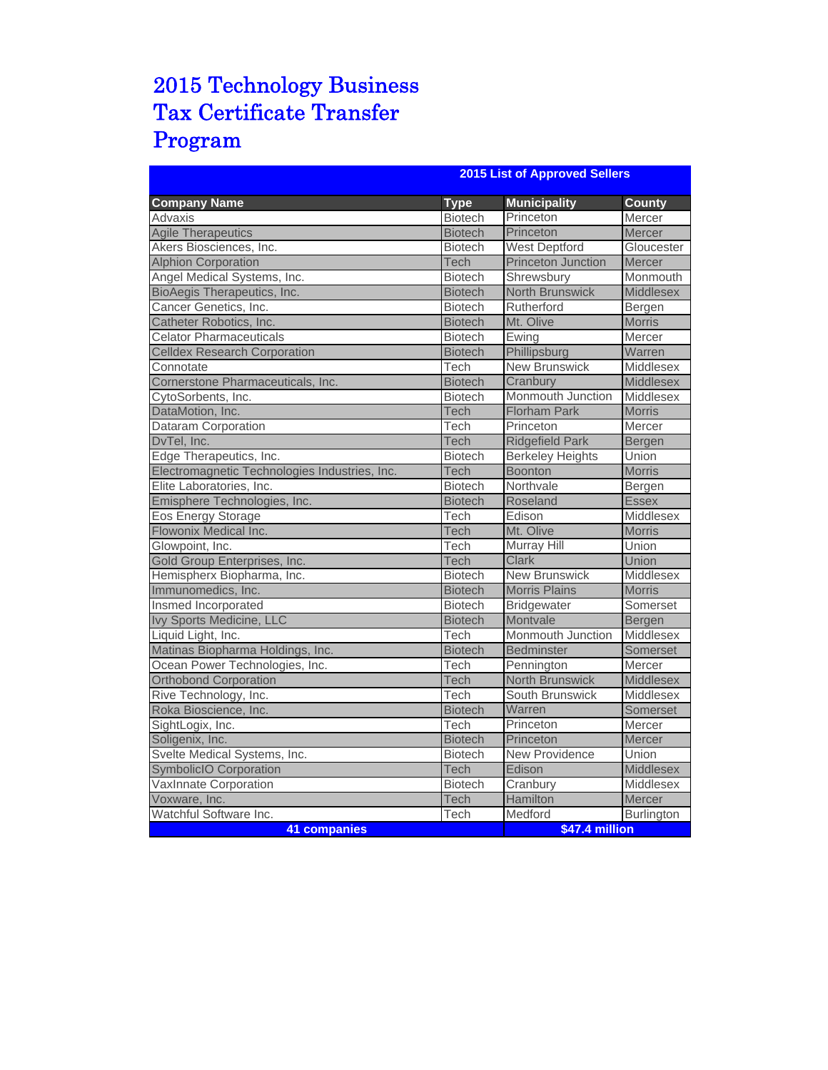# 2015 Technology Business Tax Certificate Transfer Program

| 2015 List of Approved Sellers | | | |
|---|---|---|---|
| **Company Name** | **Type** | **Municipality** | **County** |
| Advaxis | Biotech | Princeton | Mercer |
| Agile Therapeutics | Biotech | Princeton | Mercer |
| Akers Biosciences, Inc. | Biotech | West Deptford | Gloucester |
| Alphion Corporation | Tech | Princeton Junction | Mercer |
| Angel Medical Systems, Inc. | Biotech | Shrewsbury | Monmouth |
| BioAegis Therapeutics, Inc. | Biotech | North Brunswick | Middlesex |
| Cancer Genetics, Inc. | Biotech | Rutherford | Bergen |
| Catheter Robotics, Inc. | Biotech | Mt. Olive | Morris |
| Celator Pharmaceuticals | Biotech | Ewing | Mercer |
| Celldex Research Corporation | Biotech | Phillipsburg | Warren |
| Connotate | Tech | New Brunswick | Middlesex |
| Cornerstone Pharmaceuticals, Inc. | Biotech | Cranbury | Middlesex |
| CytoSorbents, Inc. | Biotech | Monmouth Junction | Middlesex |
| DataMotion, Inc. | Tech | Florham Park | Morris |
| Dataram Corporation | Tech | Princeton | Mercer |
| DvTel, Inc. | Tech | Ridgefield Park | Bergen |
| Edge Therapeutics, Inc. | Biotech | Berkeley Heights | Union |
| Electromagnetic Technologies Industries, Inc. | Tech | Boonton | Morris |
| Elite Laboratories, Inc. | Biotech | Northvale | Bergen |
| Emisphere Technologies, Inc. | Biotech | Roseland | Essex |
| Eos Energy Storage | Tech | Edison | Middlesex |
| Flowonix Medical Inc. | Tech | Mt. Olive | Morris |
| Glowpoint, Inc. | Tech | Murray Hill | Union |
| Gold Group Enterprises, Inc. | Tech | Clark | Union |
| Hemispherx Biopharma, Inc. | Biotech | New Brunswick | Middlesex |
| Immunomedics, Inc. | Biotech | Morris Plains | Morris |
| Insmed Incorporated | Biotech | Bridgewater | Somerset |
| Ivy Sports Medicine, LLC | Biotech | Montvale | Bergen |
| Liquid Light, Inc. | Tech | Monmouth Junction | Middlesex |
| Matinas Biopharma Holdings, Inc. | Biotech | Bedminster | Somerset |
| Ocean Power Technologies, Inc. | Tech | Pennington | Mercer |
| Orthobond Corporation | Tech | North Brunswick | Middlesex |
| Rive Technology, Inc. | Tech | South Brunswick | Middlesex |
| Roka Bioscience, Inc. | Biotech | Warren | Somerset |
| SightLogix, Inc. | Tech | Princeton | Mercer |
| Soligenix, Inc. | Biotech | Princeton | Mercer |
| Svelte Medical Systems, Inc. | Biotech | New Providence | Union |
| SymbolicIO Corporation | Tech | Edison | Middlesex |
| VaxInnate Corporation | Biotech | Cranbury | Middlesex |
| Voxware, Inc. | Tech | Hamilton | Mercer |
| Watchful Software Inc. | Tech | Medford | Burlington |
| **41 companies** | | **$47.4 million** | |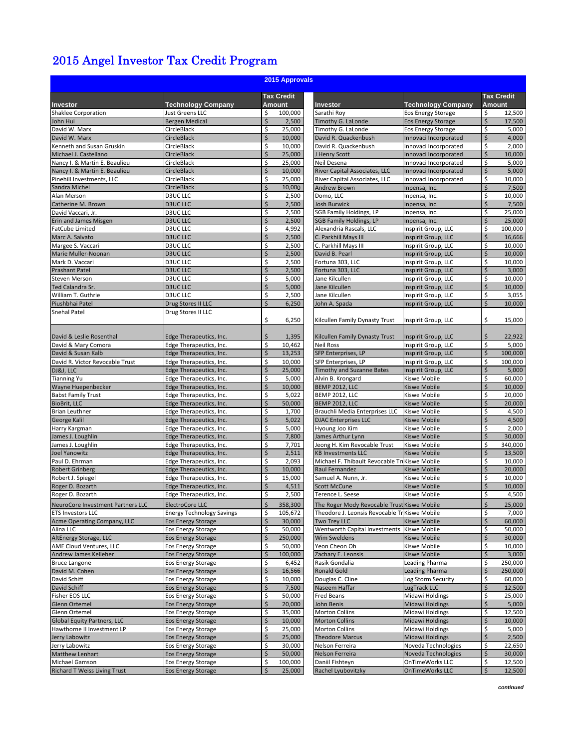# 2015 Angel Investor Tax Credit Program

**2015 Approvals**

| Investor | Technology Company | Tax Credit Amount |
|---|---|---|
| Shaklee Corporation | Just Greens LLC | $ 100,000 |
| John Hui | Bergen Medical | $ 2,500 |
| David W. Marx | CircleBlack | $ 25,000 |
| David W. Marx | CircleBlack | $ 10,000 |
| Kenneth and Susan Gruskin | CircleBlack | $ 10,000 |
| Michael J. Castellano | CircleBlack | $ 25,000 |
| Nancy I. & Martin E. Beaulieu | CircleBlack | $ 25,000 |
| Nancy I. & Martin E. Beaulieu | CircleBlack | $ 10,000 |
| Pinehill Investments, LLC | CircleBlack | $ 25,000 |
| Sandra Michel | CircleBlack | $ 10,000 |
| Alan Merson | D3UC LLC | $ 2,500 |
| Catherine M. Brown | D3UC LLC | $ 2,500 |
| David Vaccari, Jr. | D3UC LLC | $ 2,500 |
| Erin and James Misgen | D3UC LLC | $ 2,500 |
| FatCube Limited | D3UC LLC | $ 4,992 |
| Marc A. Salvato | D3UC LLC | $ 2,500 |
| Margee S. Vaccari | D3UC LLC | $ 2,500 |
| Marie Muller-Noonan | D3UC LLC | $ 2,500 |
| Mark D. Vaccari | D3UC LLC | $ 2,500 |
| Prashant Patel | D3UC LLC | $ 2,500 |
| Steven Merson | D3UC LLC | $ 5,000 |
| Ted Calandra Sr. | D3UC LLC | $ 5,000 |
| William T. Guthrie | D3UC LLC | $ 2,500 |
| Piushbhai Patel | Drug Stores II LLC | $ 6,250 |
| Snehal Patel | Drug Stores II LLC | $ 6,250 |
| David & Leslie Rosenthal | Edge Therapeutics, Inc. | $ 1,395 |
| David & Mary Comora | Edge Therapeutics, Inc. | $ 10,462 |
| David & Susan Kalb | Edge Therapeutics, Inc. | $ 13,253 |
| David R. Victor Revocable Trust | Edge Therapeutics, Inc. | $ 10,000 |
| DJ&J, LLC | Edge Therapeutics, Inc. | $ 25,000 |
| Tianning Yu | Edge Therapeutics, Inc. | $ 5,000 |
| Wayne Huepenbecker | Edge Therapeutics, Inc. | $ 10,000 |
| Babst Family Trust | Edge Therapeutics, Inc. | $ 5,022 |
| BioBrit, LLC | Edge Therapeutics, Inc. | $ 50,000 |
| Brian Leuthner | Edge Therapeutics, Inc. | $ 1,700 |
| George Kalil | Edge Therapeutics, Inc. | $ 5,022 |
| Harry Kargman | Edge Therapeutics, Inc. | $ 5,000 |
| James J. Loughlin | Edge Therapeutics, Inc. | $ 7,800 |
| James J. Loughlin | Edge Therapeutics, Inc. | $ 7,701 |
| Joel Yanowitz | Edge Therapeutics, Inc. | $ 2,511 |
| Paul D. Ehrman | Edge Therapeutics, Inc. | $ 2,093 |
| Robert Grinberg | Edge Therapeutics, Inc. | $ 10,000 |
| Robert J. Spiegel | Edge Therapeutics, Inc. | $ 15,000 |
| Roger D. Bozarth | Edge Therapeutics, Inc. | $ 4,511 |
| Roger D. Bozarth | Edge Therapeutics, Inc. | $ 2,500 |
| NeuroCore Investment Partners LLC | ElectroCore LLC | $ 358,300 |
| ETS Investors LLC | Energy Technology Savings | $ 105,672 |
| Acme Operating Company, LLC | Eos Energy Storage | $ 30,000 |
| Alina LLC | Eos Energy Storage | $ 50,000 |
| AltEnergy Storage, LLC | Eos Energy Storage | $ 250,000 |
| AME Cloud Ventures, LLC | Eos Energy Storage | $ 50,000 |
| Andrew James Kelleher | Eos Energy Storage | $ 100,000 |
| Bruce Langone | Eos Energy Storage | $ 6,452 |
| David M. Cohen | Eos Energy Storage | $ 16,566 |
| David Schiff | Eos Energy Storage | $ 10,000 |
| David Schiff | Eos Energy Storage | $ 7,500 |
| Fisher EOS LLC | Eos Energy Storage | $ 50,000 |
| Glenn Oztemel | Eos Energy Storage | $ 20,000 |
| Glenn Oztemel | Eos Energy Storage | $ 35,000 |
| Global Equity Partners, LLC | Eos Energy Storage | $ 10,000 |
| Hawthorne II Investment LP | Eos Energy Storage | $ 25,000 |
| Jerry Labowitz | Eos Energy Storage | $ 25,000 |
| Jerry Labowitz | Eos Energy Storage | $ 30,000 |
| Matthew Lenhart | Eos Energy Storage | $ 50,000 |
| Michael Gamson | Eos Energy Storage | $ 100,000 |
| Richard T Weiss Living Trust | Eos Energy Storage | $ 25,000 |
| Sarathi Roy | Eos Energy Storage | $ 12,500 |
| Timothy G. LaLonde | Eos Energy Storage | $ 17,500 |
| Timothy G. LaLonde | Eos Energy Storage | $ 5,000 |
| David R. Quackenbush | Innovaci Incorporated | $ 4,000 |
| David R. Quackenbush | Innovaci Incorporated | $ 2,000 |
| J Henry Scott | Innovaci Incorporated | $ 10,000 |
| Neil Desena | Innovaci Incorporated | $ 5,000 |
| River Capital Associates, LLC | Innovaci Incorporated | $ 5,000 |
| River Capital Associates, LLC | Innovaci Incorporated | $ 10,000 |
| Andrew Brown | Inpensa, Inc. | $ 7,500 |
| Domo, LLC | Inpensa, Inc. | $ 10,000 |
| Josh Burwick | Inpensa, Inc. | $ 7,500 |
| SGB Family Holdings, LP | Inpensa, Inc. | $ 25,000 |
| SGB Family Holdings, LP | Inpensa, Inc. | $ 25,000 |
| Alexandria Rascals, LLC | Inspirit Group, LLC | $ 100,000 |
| C. Parkhill Mays III | Inspirit Group, LLC | $ 16,666 |
| C. Parkhill Mays III | Inspirit Group, LLC | $ 10,000 |
| David B. Pearl | Inspirit Group, LLC | $ 10,000 |
| Fortuna 303, LLC | Inspirit Group, LLC | $ 10,000 |
| Fortuna 303, LLC | Inspirit Group, LLC | $ 3,000 |
| Jane Kilcullen | Inspirit Group, LLC | $ 10,000 |
| Jane Kilcullen | Inspirit Group, LLC | $ 10,000 |
| Jane Kilcullen | Inspirit Group, LLC | $ 3,055 |
| John A. Spada | Inspirit Group, LLC | $ 10,000 |
| Kilcullen Family Dynasty Trust | Inspirit Group, LLC | $ 15,000 |
| Kilcullen Family Dynasty Trust | Inspirit Group, LLC | $ 22,922 |
| Neil Ross | Inspirit Group, LLC | $ 5,000 |
| SFP Enterprises, LP | Inspirit Group, LLC | $ 100,000 |
| SFP Enterprises, LP | Inspirit Group, LLC | $ 100,000 |
| Timothy and Suzanne Bates | Inspirit Group, LLC | $ 5,000 |
| Alvin B. Krongard | Kiswe Mobile | $ 60,000 |
| BEMP 2012, LLC | Kiswe Mobile | $ 10,000 |
| BEMP 2012, LLC | Kiswe Mobile | $ 20,000 |
| BEMP 2012, LLC | Kiswe Mobile | $ 20,000 |
| Brauchli Media Enterprises LLC | Kiswe Mobile | $ 4,500 |
| DJAC Enterprises LLC | Kiswe Mobile | $ 4,500 |
| Hyoung Joo Kim | Kiswe Mobile | $ 2,000 |
| James Arthur Lynn | Kiswe Mobile | $ 30,000 |
| Jeong H. Kim Revocable Trust | Kiswe Mobile | $ 340,000 |
| KB Investments LLC | Kiswe Mobile | $ 13,500 |
| Michael F. Thibault Revocable Tr | Kiswe Mobile | $ 10,000 |
| Raul Fernandez | Kiswe Mobile | $ 20,000 |
| Samuel A. Nunn, Jr. | Kiswe Mobile | $ 10,000 |
| Scott McCune | Kiswe Mobile | $ 10,000 |
| Terence L. Seese | Kiswe Mobile | $ 4,500 |
| The Roger Mody Revocable Trust | Kiswe Mobile | $ 25,000 |
| Theodore J. Leonsis Revocable Tr | Kiswe Mobile | $ 7,000 |
| Two Trey LLC | Kiswe Mobile | $ 60,000 |
| Wentworth Capital Investments | Kiswe Mobile | $ 50,000 |
| Wim Sweldens | Kiswe Mobile | $ 30,000 |
| Yeon Cheon Oh | Kiswe Mobile | $ 10,000 |
| Zachary E. Leonsis | Kiswe Mobile | $ 3,000 |
| Rasik Gondalia | Leading Pharma | $ 250,000 |
| Ronald Gold | Leading Pharma | $ 250,000 |
| Douglas C. Cline | Log Storm Security | $ 60,000 |
| Naseem Haffar | LugTrack LLC | $ 12,500 |
| Fred Beans | Midawi Holdings | $ 25,000 |
| John Benis | Midawi Holdings | $ 5,000 |
| Morton Collins | Midawi Holdings | $ 12,500 |
| Morton Collins | Midawi Holdings | $ 10,000 |
| Morton Collins | Midawi Holdings | $ 5,000 |
| Theodore Marcus | Midawi Holdings | $ 2,500 |
| Nelson Ferreira | Noveda Technologies | $ 22,650 |
| Nelson Ferreira | Noveda Technologies | $ 30,000 |
| Daniil Fishteyn | OnTimeWorks LLC | $ 12,500 |
| Rachel Lyubovitzky | OnTimeWorks LLC | $ 12,500 |

*continued*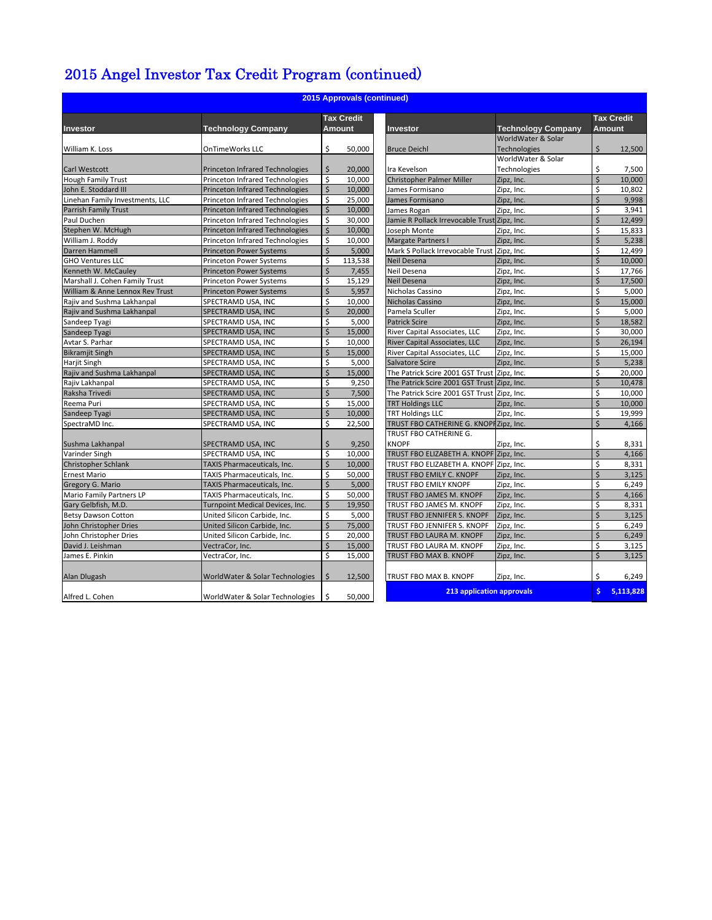# 2015 Angel Investor Tax Credit Program (continued)

**2015 Approvals (continued)**

| Investor | Technology Company | Tax Credit Amount |
|---|---|---|
| William K. Loss | OnTimeWorks LLC | $ 50,000 |
| Carl Westcott | Princeton Infrared Technologies | $ 20,000 |
| Hough Family Trust | Princeton Infrared Technologies | $ 10,000 |
| John E. Stoddard III | Princeton Infrared Technologies | $ 10,000 |
| Linehan Family Investments, LLC | Princeton Infrared Technologies | $ 25,000 |
| Parrish Family Trust | Princeton Infrared Technologies | $ 10,000 |
| Paul Duchen | Princeton Infrared Technologies | $ 30,000 |
| Stephen W. McHugh | Princeton Infrared Technologies | $ 10,000 |
| William J. Roddy | Princeton Infrared Technologies | $ 10,000 |
| Darren Hammell | Princeton Power Systems | $ 5,000 |
| GHO Ventures LLC | Princeton Power Systems | $ 113,538 |
| Kenneth W. McCauley | Princeton Power Systems | $ 7,455 |
| Marshall J. Cohen Family Trust | Princeton Power Systems | $ 15,129 |
| William & Anne Lennox Rev Trust | Princeton Power Systems | $ 5,957 |
| Rajiv and Sushma Lakhanpal | SPECTRAMD USA, INC | $ 10,000 |
| Rajiv and Sushma Lakhanpal | SPECTRAMD USA, INC | $ 20,000 |
| Sandeep Tyagi | SPECTRAMD USA, INC | $ 5,000 |
| Sandeep Tyagi | SPECTRAMD USA, INC | $ 15,000 |
| Avtar S. Parhar | SPECTRAMD USA, INC | $ 10,000 |
| Bikramjit Singh | SPECTRAMD USA, INC | $ 15,000 |
| Harjit Singh | SPECTRAMD USA, INC | $ 5,000 |
| Rajiv and Sushma Lakhanpal | SPECTRAMD USA, INC | $ 15,000 |
| Rajiv Lakhanpal | SPECTRAMD USA, INC | $ 9,250 |
| Raksha Trivedi | SPECTRAMD USA, INC | $ 7,500 |
| Reema Puri | SPECTRAMD USA, INC | $ 15,000 |
| Sandeep Tyagi | SPECTRAMD USA, INC | $ 10,000 |
| SpectraMD Inc. | SPECTRAMD USA, INC | $ 22,500 |
| Sushma Lakhanpal | SPECTRAMD USA, INC | $ 9,250 |
| Varinder Singh | SPECTRAMD USA, INC | $ 10,000 |
| Christopher Schlank | TAXIS Pharmaceuticals, Inc. | $ 10,000 |
| Ernest Mario | TAXIS Pharmaceuticals, Inc. | $ 50,000 |
| Gregory G. Mario | TAXIS Pharmaceuticals, Inc. | $ 5,000 |
| Mario Family Partners LP | TAXIS Pharmaceuticals, Inc. | $ 50,000 |
| Gary Gelbfish, M.D. | Turnpoint Medical Devices, Inc. | $ 19,950 |
| Betsy Dawson Cotton | United Silicon Carbide, Inc. | $ 5,000 |
| John Christopher Dries | United Silicon Carbide, Inc. | $ 75,000 |
| John Christopher Dries | United Silicon Carbide, Inc. | $ 20,000 |
| David J. Leishman | VectraCor, Inc. | $ 15,000 |
| James E. Pinkin | VectraCor, Inc. | $ 15,000 |
| Alan Dlugash | WorldWater & Solar Technologies | $ 12,500 |
| Alfred L. Cohen | WorldWater & Solar Technologies | $ 50,000 |
| Bruce Deichl | WorldWater & Solar Technologies | $ 12,500 |
| Ira Kevelson | WorldWater & Solar Technologies | $ 7,500 |
| Christopher Palmer Miller | Zipz, Inc. | $ 10,000 |
| James Formisano | Zipz, Inc. | $ 10,802 |
| James Formisano | Zipz, Inc. | $ 9,998 |
| James Rogan | Zipz, Inc. | $ 3,941 |
| Jamie R Pollack Irrevocable Trust | Zipz, Inc. | $ 12,499 |
| Joseph Monte | Zipz, Inc. | $ 15,833 |
| Margate Partners I | Zipz, Inc. | $ 5,238 |
| Mark S Pollack Irrevocable Trust | Zipz, Inc. | $ 12,499 |
| Neil Desena | Zipz, Inc. | $ 10,000 |
| Neil Desena | Zipz, Inc. | $ 17,766 |
| Neil Desena | Zipz, Inc. | $ 17,500 |
| Nicholas Cassino | Zipz, Inc. | $ 5,000 |
| Nicholas Cassino | Zipz, Inc. | $ 15,000 |
| Pamela Sculler | Zipz, Inc. | $ 5,000 |
| Patrick Scire | Zipz, Inc. | $ 18,582 |
| River Capital Associates, LLC | Zipz, Inc. | $ 30,000 |
| River Capital Associates, LLC | Zipz, Inc. | $ 26,194 |
| River Capital Associates, LLC | Zipz, Inc. | $ 15,000 |
| Salvatore Scire | Zipz, Inc. | $ 5,238 |
| The Patrick Scire 2001 GST Trust | Zipz, Inc. | $ 20,000 |
| The Patrick Scire 2001 GST Trust | Zipz, Inc. | $ 10,478 |
| The Patrick Scire 2001 GST Trust | Zipz, Inc. | $ 10,000 |
| TRT Holdings LLC | Zipz, Inc. | $ 10,000 |
| TRT Holdings LLC | Zipz, Inc. | $ 19,999 |
| TRUST FBO CATHERINE G. KNOPF | Zipz, Inc. | $ 4,166 |
| TRUST FBO CATHERINE G. KNOPF | Zipz, Inc. | $ 8,331 |
| TRUST FBO ELIZABETH A. KNOPF | Zipz, Inc. | $ 4,166 |
| TRUST FBO ELIZABETH A. KNOPF | Zipz, Inc. | $ 8,331 |
| TRUST FBO EMILY C. KNOPF | Zipz, Inc. | $ 3,125 |
| TRUST FBO EMILY KNOPF | Zipz, Inc. | $ 6,249 |
| TRUST FBO JAMES M. KNOPF | Zipz, Inc. | $ 4,166 |
| TRUST FBO JAMES M. KNOPF | Zipz, Inc. | $ 8,331 |
| TRUST FBO JENNIFER S. KNOPF | Zipz, Inc. | $ 3,125 |
| TRUST FBO JENNIFER S. KNOPF | Zipz, Inc. | $ 6,249 |
| TRUST FBO LAURA M. KNOPF | Zipz, Inc. | $ 6,249 |
| TRUST FBO LAURA M. KNOPF | Zipz, Inc. | $ 3,125 |
| TRUST FBO MAX B. KNOPF | Zipz, Inc. | $ 3,125 |
| TRUST FBO MAX B. KNOPF | Zipz, Inc. | $ 6,249 |
| **213 application approvals** | | **$ 5,113,828** |